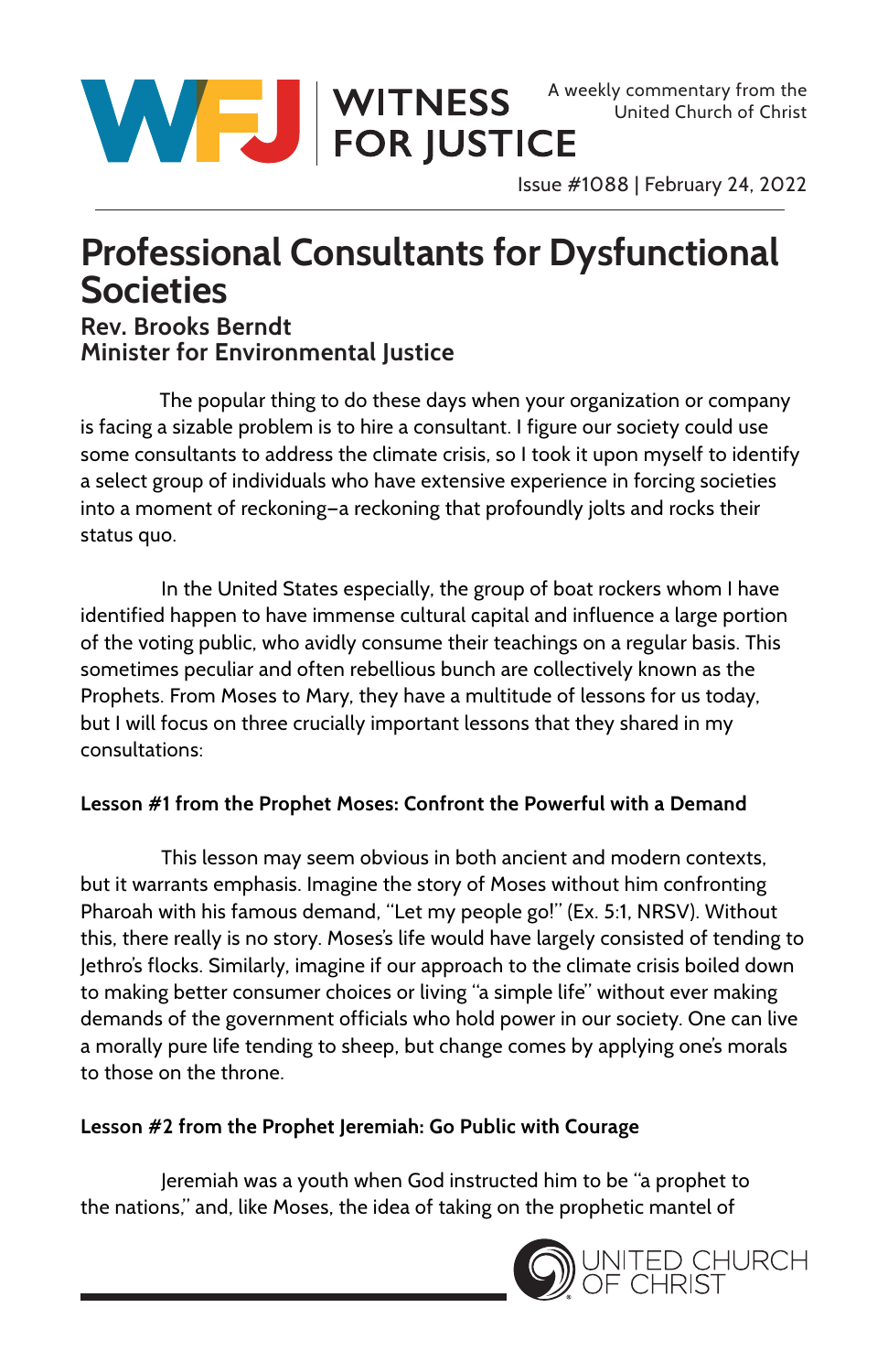WITNESS FOR JUSTICE

A weekly commentary from the United Church of Christ

Issue #1088 | February 24, 2022

# Professional Consultants for Dysfunctional Societies

**Rev. Brooks Berndt**
**Minister for Environmental Justice**

The popular thing to do these days when your organization or company is facing a sizable problem is to hire a consultant. I figure our society could use some consultants to address the climate crisis, so I took it upon myself to identify a select group of individuals who have extensive experience in forcing societies into a moment of reckoning–a reckoning that profoundly jolts and rocks their status quo.

In the United States especially, the group of boat rockers whom I have identified happen to have immense cultural capital and influence a large portion of the voting public, who avidly consume their teachings on a regular basis. This sometimes peculiar and often rebellious bunch are collectively known as the Prophets. From Moses to Mary, they have a multitude of lessons for us today, but I will focus on three crucially important lessons that they shared in my consultations:

**Lesson #1 from the Prophet Moses: Confront the Powerful with a Demand**

This lesson may seem obvious in both ancient and modern contexts, but it warrants emphasis. Imagine the story of Moses without him confronting Pharoah with his famous demand, "Let my people go!" (Ex. 5:1, NRSV). Without this, there really is no story. Moses's life would have largely consisted of tending to Jethro's flocks. Similarly, imagine if our approach to the climate crisis boiled down to making better consumer choices or living "a simple life" without ever making demands of the government officials who hold power in our society. One can live a morally pure life tending to sheep, but change comes by applying one's morals to those on the throne.

**Lesson #2 from the Prophet Jeremiah: Go Public with Courage**

Jeremiah was a youth when God instructed him to be "a prophet to the nations," and, like Moses, the idea of taking on the prophetic mantel of

UNITED CHURCH OF CHRIST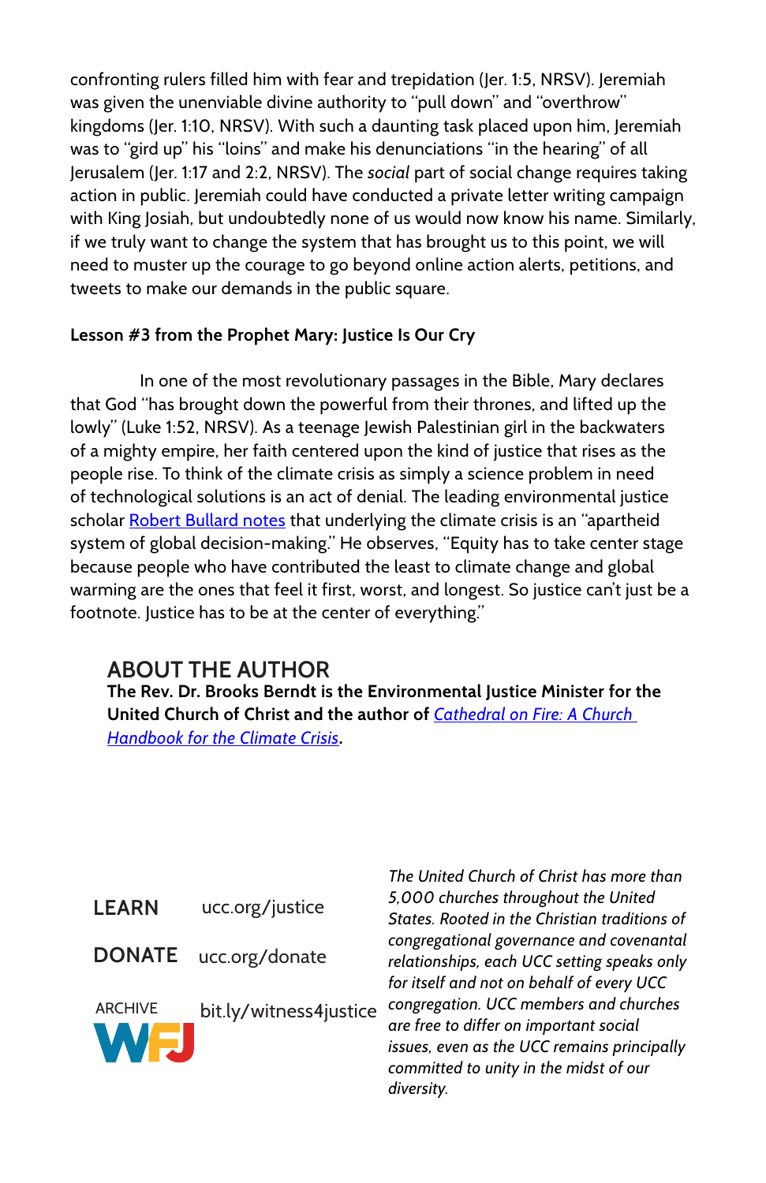confronting rulers filled him with fear and trepidation (Jer. 1:5, NRSV). Jeremiah was given the unenviable divine authority to "pull down" and "overthrow" kingdoms (Jer. 1:10, NRSV). With such a daunting task placed upon him, Jeremiah was to "gird up" his "loins" and make his denunciations "in the hearing" of all Jerusalem (Jer. 1:17 and 2:2, NRSV). The *social* part of social change requires taking action in public. Jeremiah could have conducted a private letter writing campaign with King Josiah, but undoubtedly none of us would now know his name. Similarly, if we truly want to change the system that has brought us to this point, we will need to muster up the courage to go beyond online action alerts, petitions, and tweets to make our demands in the public square.

**Lesson #3 from the Prophet Mary: Justice Is Our Cry**

In one of the most revolutionary passages in the Bible, Mary declares that God "has brought down the powerful from their thrones, and lifted up the lowly" (Luke 1:52, NRSV). As a teenage Jewish Palestinian girl in the backwaters of a mighty empire, her faith centered upon the kind of justice that rises as the people rise. To think of the climate crisis as simply a science problem in need of technological solutions is an act of denial. The leading environmental justice scholar Robert Bullard notes that underlying the climate crisis is an "apartheid system of global decision-making." He observes, "Equity has to take center stage because people who have contributed the least to climate change and global warming are the ones that feel it first, worst, and longest. So justice can't just be a footnote. Justice has to be at the center of everything."

## ABOUT THE AUTHOR

**The Rev. Dr. Brooks Berndt is the Environmental Justice Minister for the United Church of Christ and the author of *Cathedral on Fire: A Church Handbook for the Climate Crisis*.**

**LEARN** ucc.org/justice

**DONATE** ucc.org/donate

ARCHIVE bit.ly/witness4justice

WFJ

*The United Church of Christ has more than 5,000 churches throughout the United States. Rooted in the Christian traditions of congregational governance and covenantal relationships, each UCC setting speaks only for itself and not on behalf of every UCC congregation. UCC members and churches are free to differ on important social issues, even as the UCC remains principally committed to unity in the midst of our diversity.*